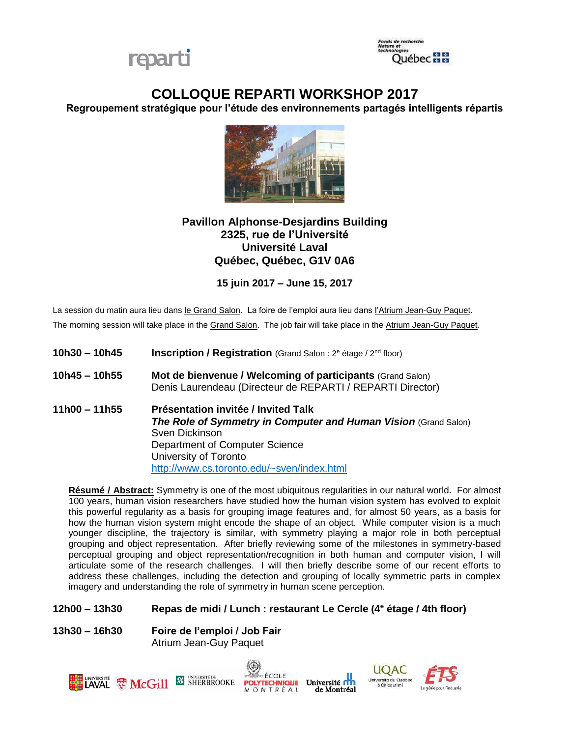# COLLOQUE REPARTI WORKSHOP 2017

**Regroupement stratégique pour l'étude des environnements partagés intelligents répartis**

**Pavillon Alphonse-Desjardins Building**
**2325, rue de l'Université**
**Université Laval**
**Québec, Québec, G1V 0A6**

**15 juin 2017 – June 15, 2017**

La session du matin aura lieu dans le Grand Salon. La foire de l'emploi aura lieu dans l'Atrium Jean-Guy Paquet.

The morning session will take place in the Grand Salon. The job fair will take place in the Atrium Jean-Guy Paquet.

**10h30 – 10h45** **Inscription / Registration** (Grand Salon : 2e étage / 2nd floor)

**10h45 – 10h55** **Mot de bienvenue / Welcoming of participants** (Grand Salon)
Denis Laurendeau (Directeur de REPARTI / REPARTI Director)

**11h00 – 11h55** **Présentation invitée / Invited Talk**
***The Role of Symmetry in Computer and Human Vision*** (Grand Salon)
Sven Dickinson
Department of Computer Science
University of Toronto
http://www.cs.toronto.edu/~sven/index.html

**Résumé / Abstract:** Symmetry is one of the most ubiquitous regularities in our natural world. For almost 100 years, human vision researchers have studied how the human vision system has evolved to exploit this powerful regularity as a basis for grouping image features and, for almost 50 years, as a basis for how the human vision system might encode the shape of an object. While computer vision is a much younger discipline, the trajectory is similar, with symmetry playing a major role in both perceptual grouping and object representation. After briefly reviewing some of the milestones in symmetry-based perceptual grouping and object representation/recognition in both human and computer vision, I will articulate some of the research challenges. I will then briefly describe some of our recent efforts to address these challenges, including the detection and grouping of locally symmetric parts in complex imagery and understanding the role of symmetry in human scene perception.

**12h00 – 13h30** **Repas de midi / Lunch : restaurant Le Cercle (4e étage / 4th floor)**

**13h30 – 16h30** **Foire de l'emploi / Job Fair**
Atrium Jean-Guy Paquet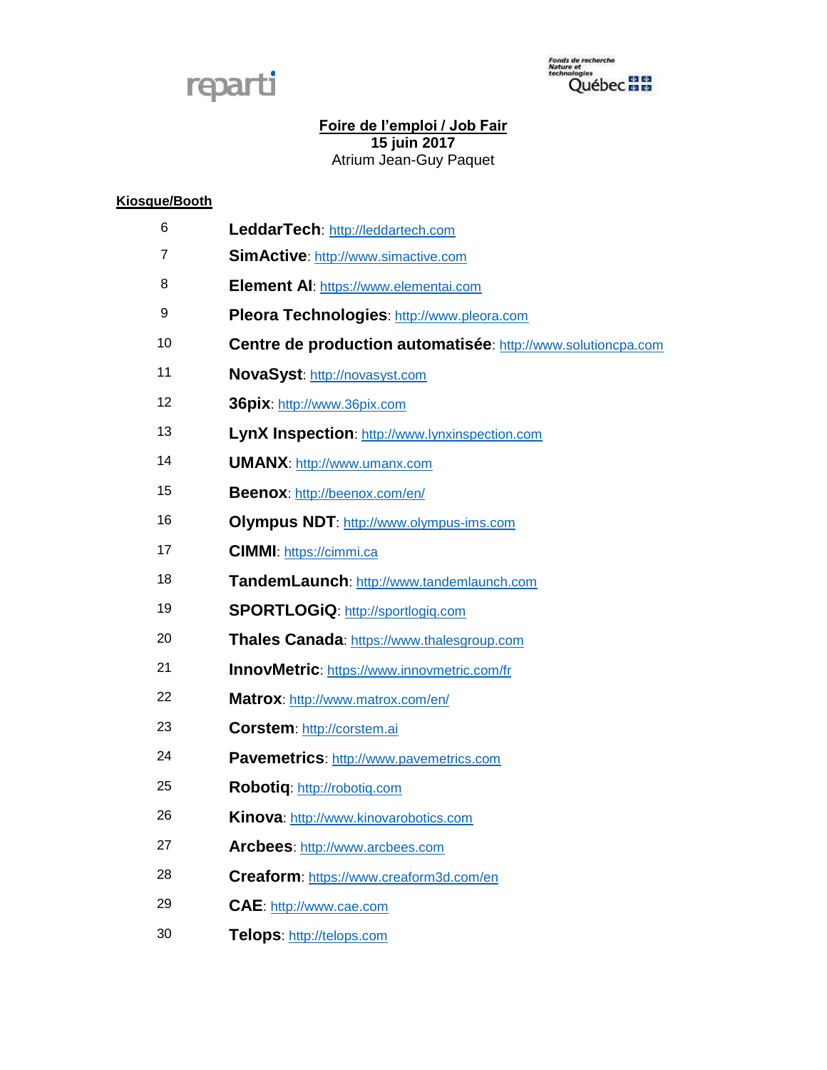reparti

Fonds de recherche
Nature et
technologies
Québec

**Foire de l'emploi / Job Fair**
**15 juin 2017**
Atrium Jean-Guy Paquet

**Kiosque/Booth**

| Kiosque/Booth | Company |
|---|---|
| 6 | **LeddarTech**: http://leddartech.com |
| 7 | **SimActive**: http://www.simactive.com |
| 8 | **Element AI**: https://www.elementai.com |
| 9 | **Pleora Technologies**: http://www.pleora.com |
| 10 | **Centre de production automatisée**: http://www.solutioncpa.com |
| 11 | **NovaSyst**: http://novasyst.com |
| 12 | **36pix**: http://www.36pix.com |
| 13 | **LynX Inspection**: http://www.lynxinspection.com |
| 14 | **UMANX**: http://www.umanx.com |
| 15 | **Beenox**: http://beenox.com/en/ |
| 16 | **Olympus NDT**: http://www.olympus-ims.com |
| 17 | **CIMMI**: https://cimmi.ca |
| 18 | **TandemLaunch**: http://www.tandemlaunch.com |
| 19 | **SPORTLOGiQ**: http://sportlogiq.com |
| 20 | **Thales Canada**: https://www.thalesgroup.com |
| 21 | **InnovMetric**: https://www.innovmetric.com/fr |
| 22 | **Matrox**: http://www.matrox.com/en/ |
| 23 | **Corstem**: http://corstem.ai |
| 24 | **Pavemetrics**: http://www.pavemetrics.com |
| 25 | **Robotiq**: http://robotiq.com |
| 26 | **Kinova**: http://www.kinovarobotics.com |
| 27 | **Arcbees**: http://www.arcbees.com |
| 28 | **Creaform**: https://www.creaform3d.com/en |
| 29 | **CAE**: http://www.cae.com |
| 30 | **Telops**: http://telops.com |